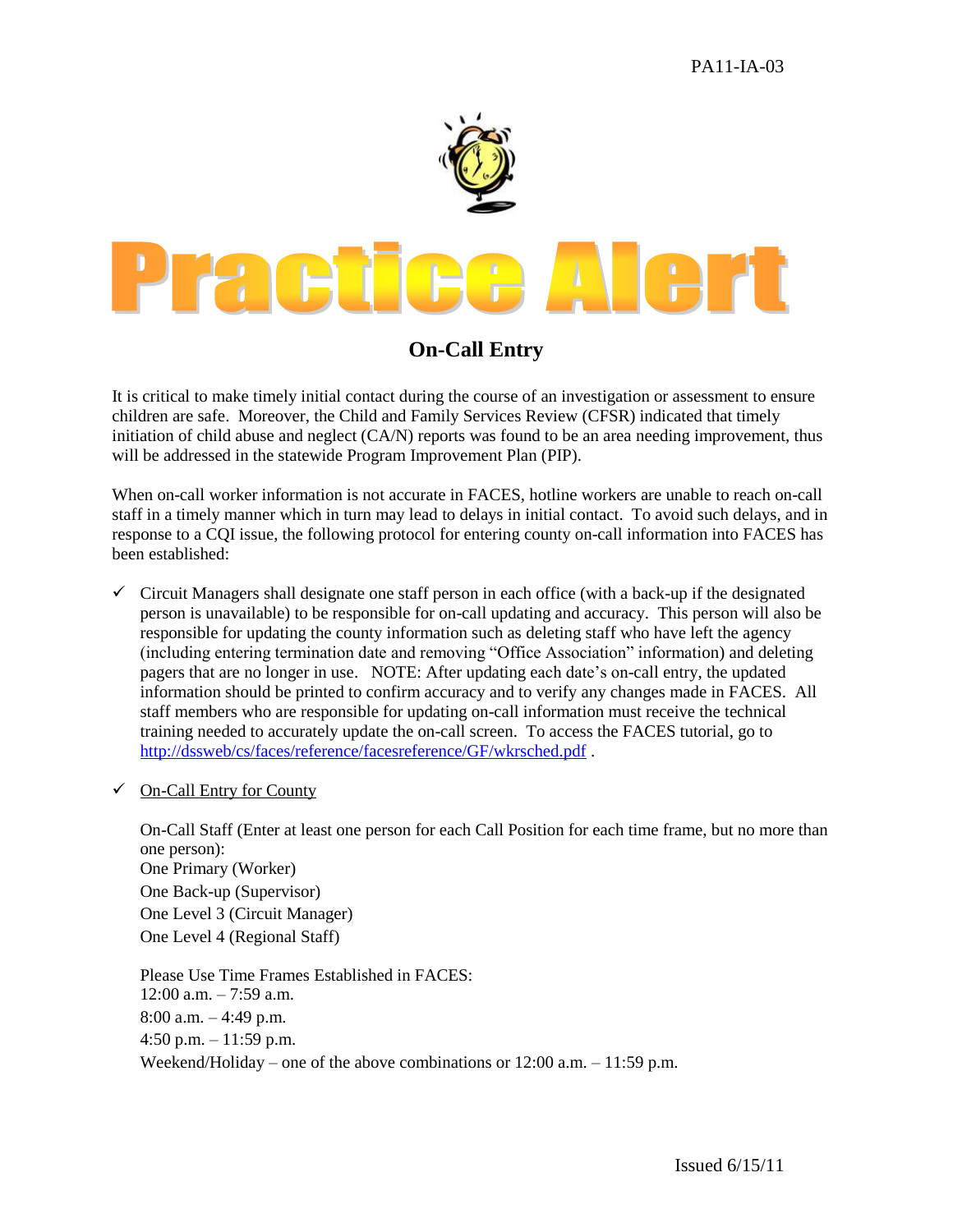PA11-IA-03

# Practice Alert

## On-Call Entry

It is critical to make timely initial contact during the course of an investigation or assessment to ensure children are safe. Moreover, the Child and Family Services Review (CFSR) indicated that timely initiation of child abuse and neglect (CA/N) reports was found to be an area needing improvement, thus will be addressed in the statewide Program Improvement Plan (PIP).

When on-call worker information is not accurate in FACES, hotline workers are unable to reach on-call staff in a timely manner which in turn may lead to delays in initial contact. To avoid such delays, and in response to a CQI issue, the following protocol for entering county on-call information into FACES has been established:

- ✓ Circuit Managers shall designate one staff person in each office (with a back-up if the designated person is unavailable) to be responsible for on-call updating and accuracy. This person will also be responsible for updating the county information such as deleting staff who have left the agency (including entering termination date and removing "Office Association" information) and deleting pagers that are no longer in use. NOTE: After updating each date's on-call entry, the updated information should be printed to confirm accuracy and to verify any changes made in FACES. All staff members who are responsible for updating on-call information must receive the technical training needed to accurately update the on-call screen. To access the FACES tutorial, go to http://dssweb/cs/faces/reference/facesreference/GF/wkrsched.pdf .

- ✓ <u>On-Call Entry for County</u>

  On-Call Staff (Enter at least one person for each Call Position for each time frame, but no more than one person):
  One Primary (Worker)
  One Back-up (Supervisor)
  One Level 3 (Circuit Manager)
  One Level 4 (Regional Staff)

  Please Use Time Frames Established in FACES:
  12:00 a.m. – 7:59 a.m.
  8:00 a.m. – 4:49 p.m.
  4:50 p.m. – 11:59 p.m.
  Weekend/Holiday – one of the above combinations or 12:00 a.m. – 11:59 p.m.

Issued 6/15/11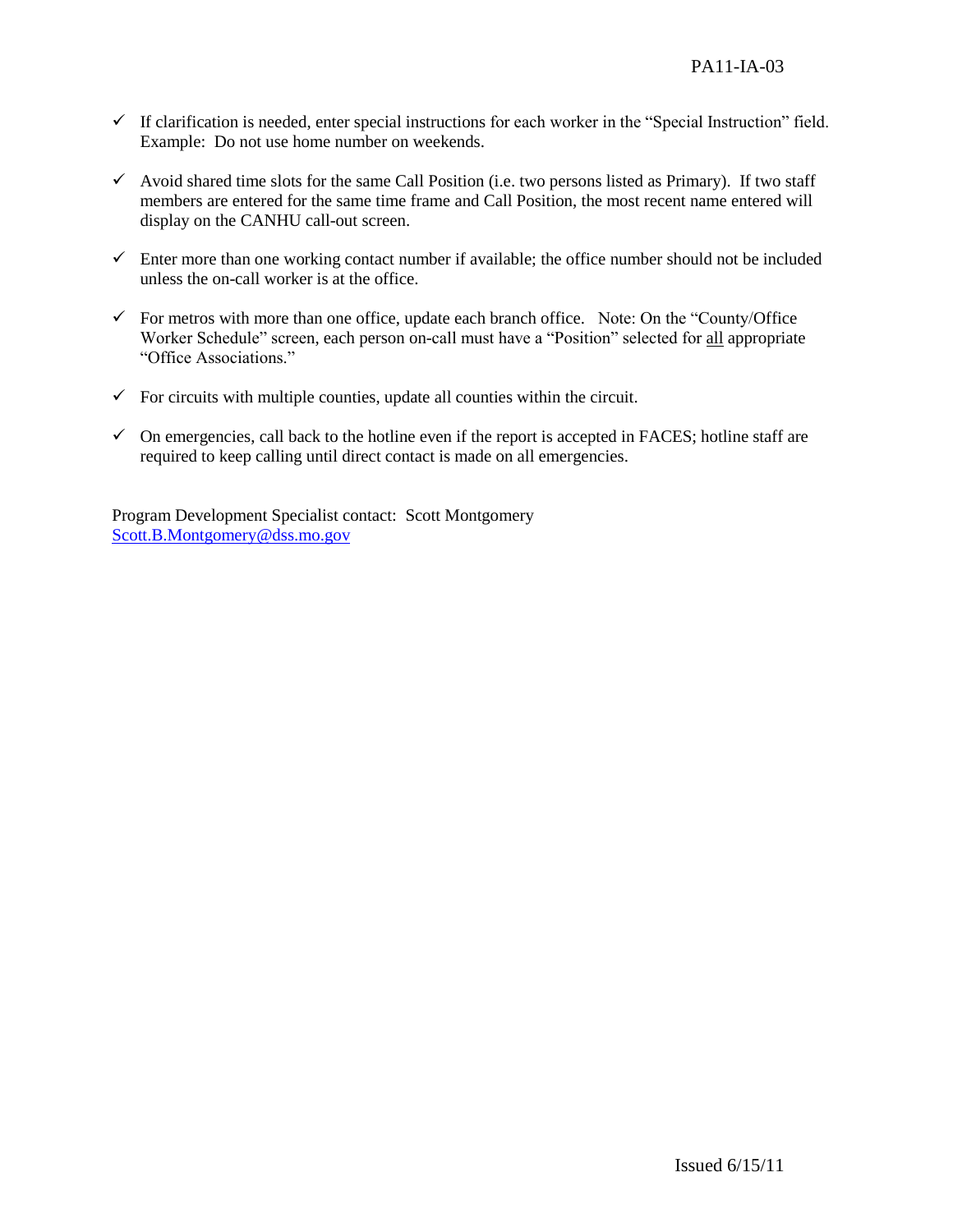- ✓ If clarification is needed, enter special instructions for each worker in the "Special Instruction" field. Example: Do not use home number on weekends.

- ✓ Avoid shared time slots for the same Call Position (i.e. two persons listed as Primary). If two staff members are entered for the same time frame and Call Position, the most recent name entered will display on the CANHU call-out screen.

- ✓ Enter more than one working contact number if available; the office number should not be included unless the on-call worker is at the office.

- ✓ For metros with more than one office, update each branch office. Note: On the "County/Office Worker Schedule" screen, each person on-call must have a "Position" selected for <u>all</u> appropriate "Office Associations."

- ✓ For circuits with multiple counties, update all counties within the circuit.

- ✓ On emergencies, call back to the hotline even if the report is accepted in FACES; hotline staff are required to keep calling until direct contact is made on all emergencies.

Program Development Specialist contact: Scott Montgomery
Scott.B.Montgomery@dss.mo.gov